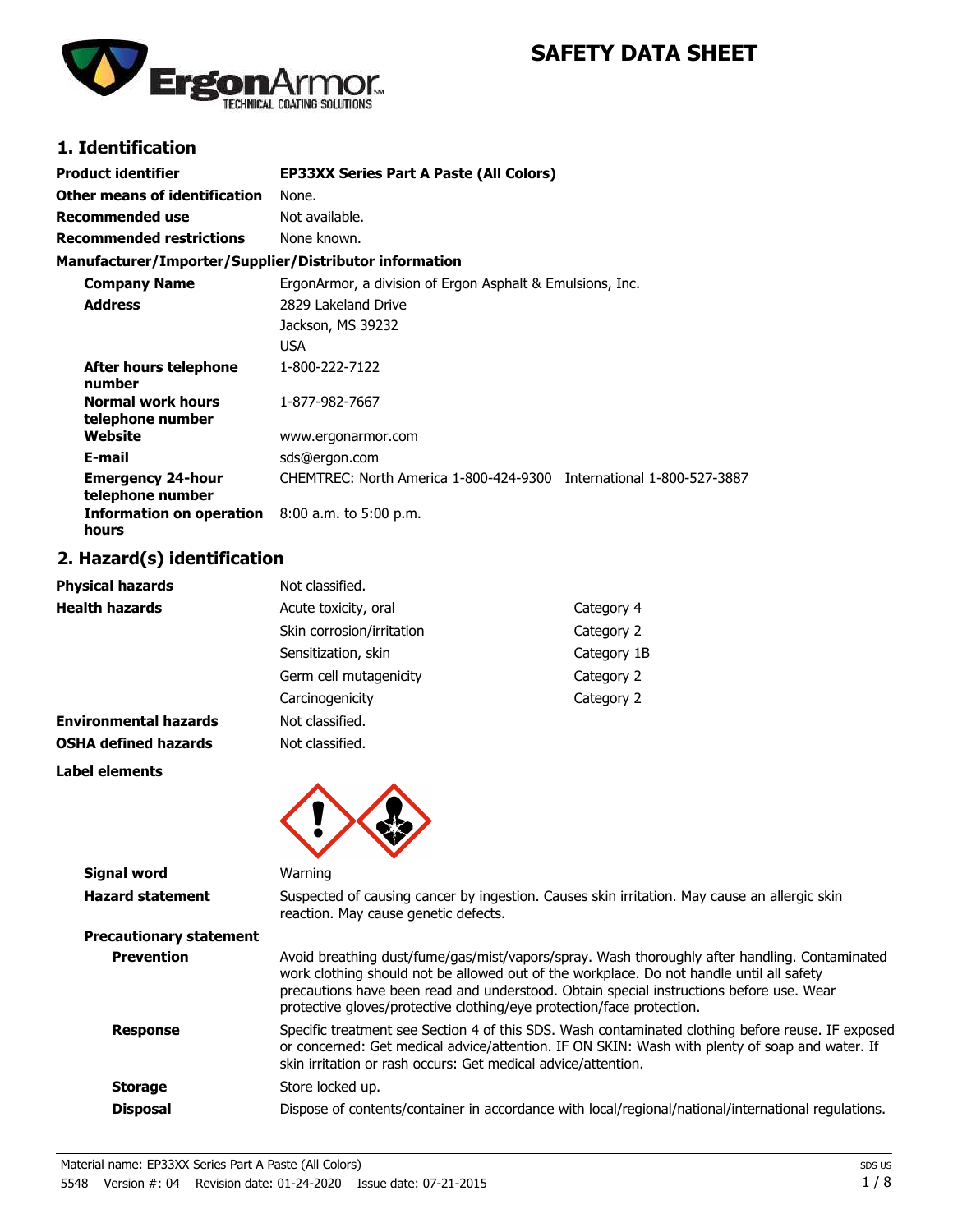# SAFETY DATA SHEET

## 1. Identification

| | |
|---|---|
| **Product identifier** | **EP33XX Series Part A Paste (All Colors)** |
| **Other means of identification** | None. |
| **Recommended use** | Not available. |
| **Recommended restrictions** | None known. |

**Manufacturer/Importer/Supplier/Distributor information**

| | |
|---|---|
| **Company Name** | ErgonArmor, a division of Ergon Asphalt & Emulsions, Inc. |
| **Address** | 2829 Lakeland Drive<br>Jackson, MS 39232<br>USA |
| **After hours telephone number** | 1-800-222-7122 |
| **Normal work hours telephone number** | 1-877-982-7667 |
| **Website** | www.ergonarmor.com |
| **E-mail** | sds@ergon.com |
| **Emergency 24-hour telephone number** | CHEMTREC: North America 1-800-424-9300 International 1-800-527-3887 |
| **Information on operation hours** | 8:00 a.m. to 5:00 p.m. |

## 2. Hazard(s) identification

| | | |
|---|---|---|
| **Physical hazards** | Not classified. | |
| **Health hazards** | Acute toxicity, oral | Category 4 |
| | Skin corrosion/irritation | Category 2 |
| | Sensitization, skin | Category 1B |
| | Germ cell mutagenicity | Category 2 |
| | Carcinogenicity | Category 2 |
| **Environmental hazards** | Not classified. | |
| **OSHA defined hazards** | Not classified. | |

**Label elements**

**Signal word** Warning

**Hazard statement** Suspected of causing cancer by ingestion. Causes skin irritation. May cause an allergic skin reaction. May cause genetic defects.

**Precautionary statement**

**Prevention** Avoid breathing dust/fume/gas/mist/vapors/spray. Wash thoroughly after handling. Contaminated work clothing should not be allowed out of the workplace. Do not handle until all safety precautions have been read and understood. Obtain special instructions before use. Wear protective gloves/protective clothing/eye protection/face protection.

**Response** Specific treatment see Section 4 of this SDS. Wash contaminated clothing before reuse. IF exposed or concerned: Get medical advice/attention. IF ON SKIN: Wash with plenty of soap and water. If skin irritation or rash occurs: Get medical advice/attention.

**Storage** Store locked up.

**Disposal** Dispose of contents/container in accordance with local/regional/national/international regulations.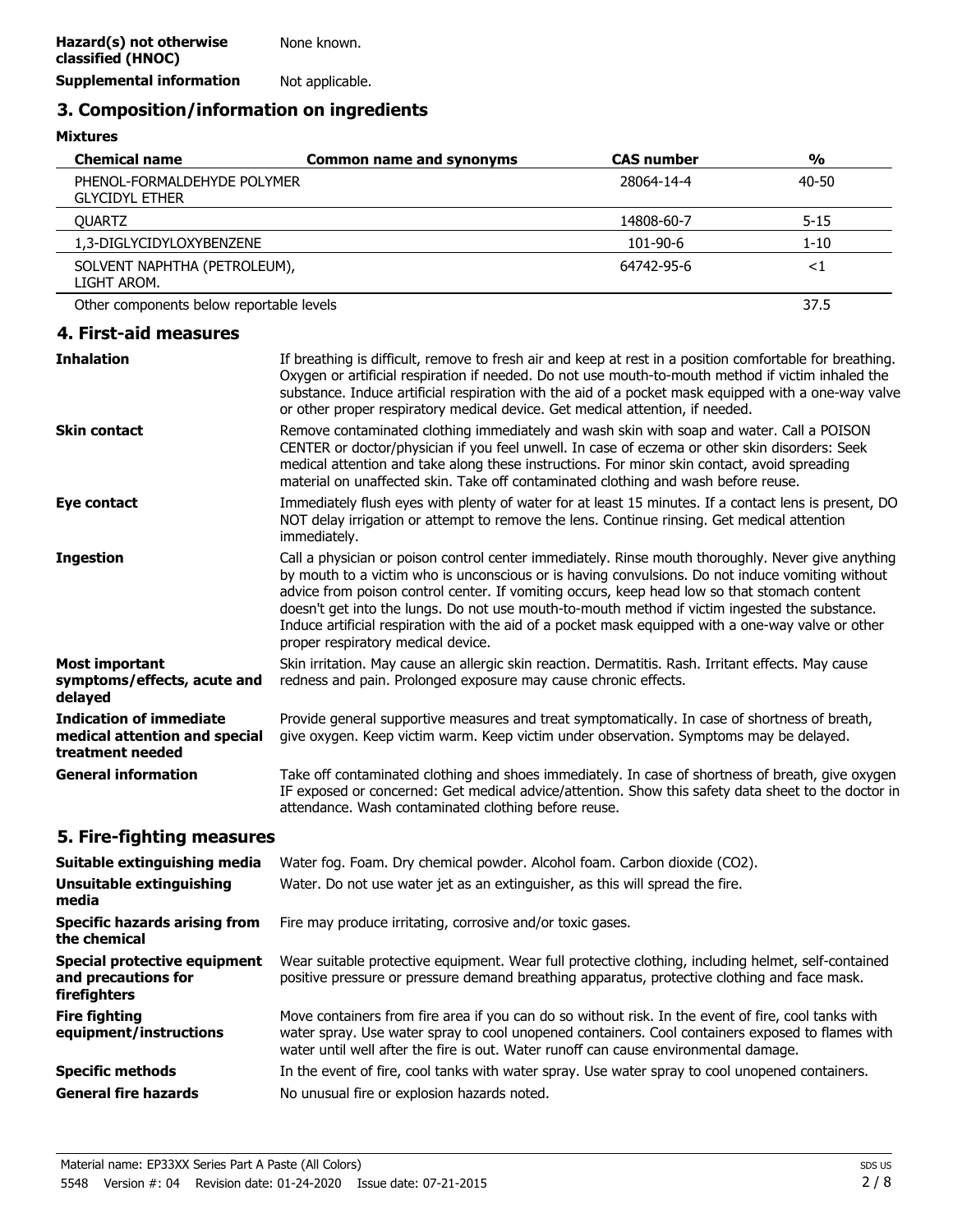| | |
|---|---|
| **Hazard(s) not otherwise classified (HNOC)** | None known. |
| **Supplemental information** | Not applicable. |

## 3. Composition/information on ingredients

**Mixtures**

| Chemical name | Common name and synonyms | CAS number | % |
|---|---|---|---|
| PHENOL-FORMALDEHYDE POLYMER GLYCIDYL ETHER | | 28064-14-4 | 40-50 |
| QUARTZ | | 14808-60-7 | 5-15 |
| 1,3-DIGLYCIDYLOXYBENZENE | | 101-90-6 | 1-10 |
| SOLVENT NAPHTHA (PETROLEUM), LIGHT AROM. | | 64742-95-6 | <1 |
| Other components below reportable levels | | | 37.5 |

## 4. First-aid measures

| | |
|---|---|
| **Inhalation** | If breathing is difficult, remove to fresh air and keep at rest in a position comfortable for breathing. Oxygen or artificial respiration if needed. Do not use mouth-to-mouth method if victim inhaled the substance. Induce artificial respiration with the aid of a pocket mask equipped with a one-way valve or other proper respiratory medical device. Get medical attention, if needed. |
| **Skin contact** | Remove contaminated clothing immediately and wash skin with soap and water. Call a POISON CENTER or doctor/physician if you feel unwell. In case of eczema or other skin disorders: Seek medical attention and take along these instructions. For minor skin contact, avoid spreading material on unaffected skin. Take off contaminated clothing and wash before reuse. |
| **Eye contact** | Immediately flush eyes with plenty of water for at least 15 minutes. If a contact lens is present, DO NOT delay irrigation or attempt to remove the lens. Continue rinsing. Get medical attention immediately. |
| **Ingestion** | Call a physician or poison control center immediately. Rinse mouth thoroughly. Never give anything by mouth to a victim who is unconscious or is having convulsions. Do not induce vomiting without advice from poison control center. If vomiting occurs, keep head low so that stomach content doesn't get into the lungs. Do not use mouth-to-mouth method if victim ingested the substance. Induce artificial respiration with the aid of a pocket mask equipped with a one-way valve or other proper respiratory medical device. |
| **Most important symptoms/effects, acute and delayed** | Skin irritation. May cause an allergic skin reaction. Dermatitis. Rash. Irritant effects. May cause redness and pain. Prolonged exposure may cause chronic effects. |
| **Indication of immediate medical attention and special treatment needed** | Provide general supportive measures and treat symptomatically. In case of shortness of breath, give oxygen. Keep victim warm. Keep victim under observation. Symptoms may be delayed. |
| **General information** | Take off contaminated clothing and shoes immediately. In case of shortness of breath, give oxygen IF exposed or concerned: Get medical advice/attention. Show this safety data sheet to the doctor in attendance. Wash contaminated clothing before reuse. |

## 5. Fire-fighting measures

| | |
|---|---|
| **Suitable extinguishing media** | Water fog. Foam. Dry chemical powder. Alcohol foam. Carbon dioxide ($CO_2$). |
| **Unsuitable extinguishing media** | Water. Do not use water jet as an extinguisher, as this will spread the fire. |
| **Specific hazards arising from the chemical** | Fire may produce irritating, corrosive and/or toxic gases. |
| **Special protective equipment and precautions for firefighters** | Wear suitable protective equipment. Wear full protective clothing, including helmet, self-contained positive pressure or pressure demand breathing apparatus, protective clothing and face mask. |
| **Fire fighting equipment/instructions** | Move containers from fire area if you can do so without risk. In the event of fire, cool tanks with water spray. Use water spray to cool unopened containers. Cool containers exposed to flames with water until well after the fire is out. Water runoff can cause environmental damage. |
| **Specific methods** | In the event of fire, cool tanks with water spray. Use water spray to cool unopened containers. |
| **General fire hazards** | No unusual fire or explosion hazards noted. |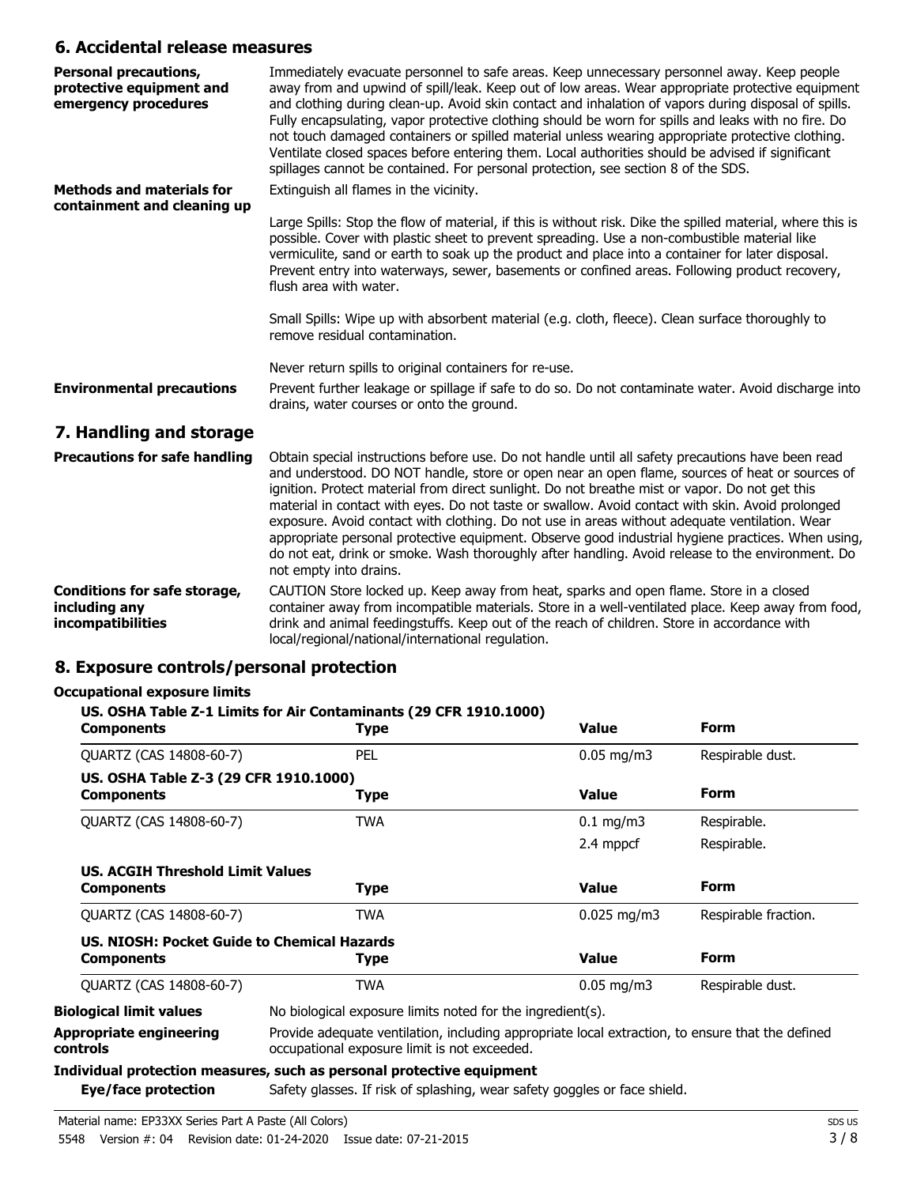## 6. Accidental release measures

**Personal precautions, protective equipment and emergency procedures**

Immediately evacuate personnel to safe areas. Keep unnecessary personnel away. Keep people away from and upwind of spill/leak. Keep out of low areas. Wear appropriate protective equipment and clothing during clean-up. Avoid skin contact and inhalation of vapors during disposal of spills. Fully encapsulating, vapor protective clothing should be worn for spills and leaks with no fire. Do not touch damaged containers or spilled material unless wearing appropriate protective clothing. Ventilate closed spaces before entering them. Local authorities should be advised if significant spillages cannot be contained. For personal protection, see section 8 of the SDS.

**Methods and materials for containment and cleaning up**

Extinguish all flames in the vicinity.

Large Spills: Stop the flow of material, if this is without risk. Dike the spilled material, where this is possible. Cover with plastic sheet to prevent spreading. Use a non-combustible material like vermiculite, sand or earth to soak up the product and place into a container for later disposal. Prevent entry into waterways, sewer, basements or confined areas. Following product recovery, flush area with water.

Small Spills: Wipe up with absorbent material (e.g. cloth, fleece). Clean surface thoroughly to remove residual contamination.

Never return spills to original containers for re-use.

**Environmental precautions**

Prevent further leakage or spillage if safe to do so. Do not contaminate water. Avoid discharge into drains, water courses or onto the ground.

## 7. Handling and storage

**Precautions for safe handling**

Obtain special instructions before use. Do not handle until all safety precautions have been read and understood. DO NOT handle, store or open near an open flame, sources of heat or sources of ignition. Protect material from direct sunlight. Do not breathe mist or vapor. Do not get this material in contact with eyes. Do not taste or swallow. Avoid contact with skin. Avoid prolonged exposure. Avoid contact with clothing. Do not use in areas without adequate ventilation. Wear appropriate personal protective equipment. Observe good industrial hygiene practices. When using, do not eat, drink or smoke. Wash thoroughly after handling. Avoid release to the environment. Do not empty into drains.

**Conditions for safe storage, including any incompatibilities**

CAUTION Store locked up. Keep away from heat, sparks and open flame. Store in a closed container away from incompatible materials. Store in a well-ventilated place. Keep away from food, drink and animal feedingstuffs. Keep out of the reach of children. Store in accordance with local/regional/national/international regulation.

## 8. Exposure controls/personal protection

**Occupational exposure limits**

**US. OSHA Table Z-1 Limits for Air Contaminants (29 CFR 1910.1000)**

| Components | Type | Value | Form |
|---|---|---|---|
| QUARTZ (CAS 14808-60-7) | PEL | 0.05 mg/m3 | Respirable dust. |

**US. OSHA Table Z-3 (29 CFR 1910.1000)**

| Components | Type | Value | Form |
|---|---|---|---|
| QUARTZ (CAS 14808-60-7) | TWA | 0.1 mg/m3 | Respirable. |
| | | 2.4 mppcf | Respirable. |

**US. ACGIH Threshold Limit Values**

| Components | Type | Value | Form |
|---|---|---|---|
| QUARTZ (CAS 14808-60-7) | TWA | 0.025 mg/m3 | Respirable fraction. |

**US. NIOSH: Pocket Guide to Chemical Hazards**

| Components | Type | Value | Form |
|---|---|---|---|
| QUARTZ (CAS 14808-60-7) | TWA | 0.05 mg/m3 | Respirable dust. |

**Biological limit values**

No biological exposure limits noted for the ingredient(s).

**Appropriate engineering controls**

Provide adequate ventilation, including appropriate local extraction, to ensure that the defined occupational exposure limit is not exceeded.

**Individual protection measures, such as personal protective equipment**

**Eye/face protection**

Safety glasses. If risk of splashing, wear safety goggles or face shield.

Material name: EP33XX Series Part A Paste (All Colors)

5548 Version #: 04 Revision date: 01-24-2020 Issue date: 07-21-2015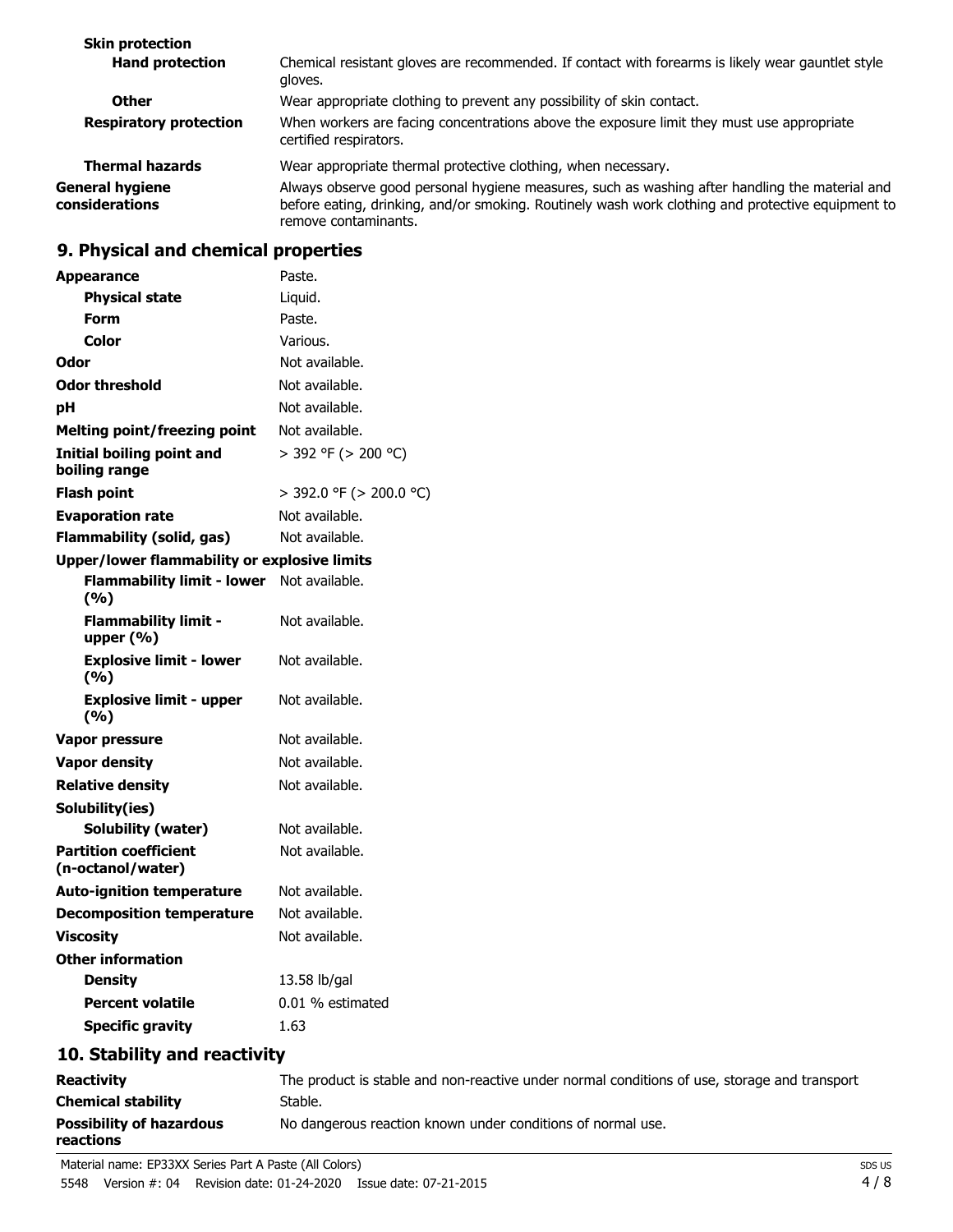| | |
|---|---|
| **Skin protection** | |
| **Hand protection** | Chemical resistant gloves are recommended. If contact with forearms is likely wear gauntlet style gloves. |
| **Other** | Wear appropriate clothing to prevent any possibility of skin contact. |
| **Respiratory protection** | When workers are facing concentrations above the exposure limit they must use appropriate certified respirators. |
| **Thermal hazards** | Wear appropriate thermal protective clothing, when necessary. |
| **General hygiene considerations** | Always observe good personal hygiene measures, such as washing after handling the material and before eating, drinking, and/or smoking. Routinely wash work clothing and protective equipment to remove contaminants. |

## 9. Physical and chemical properties

| | |
|---|---|
| **Appearance** | Paste. |
| **Physical state** | Liquid. |
| **Form** | Paste. |
| **Color** | Various. |
| **Odor** | Not available. |
| **Odor threshold** | Not available. |
| **pH** | Not available. |
| **Melting point/freezing point** | Not available. |
| **Initial boiling point and boiling range** | > 392 °F (> 200 °C) |
| **Flash point** | > 392.0 °F (> 200.0 °C) |
| **Evaporation rate** | Not available. |
| **Flammability (solid, gas)** | Not available. |
| **Upper/lower flammability or explosive limits** | |
| **Flammability limit - lower (%)** | Not available. |
| **Flammability limit - upper (%)** | Not available. |
| **Explosive limit - lower (%)** | Not available. |
| **Explosive limit - upper (%)** | Not available. |
| **Vapor pressure** | Not available. |
| **Vapor density** | Not available. |
| **Relative density** | Not available. |
| **Solubility(ies)** | |
| **Solubility (water)** | Not available. |
| **Partition coefficient (n-octanol/water)** | Not available. |
| **Auto-ignition temperature** | Not available. |
| **Decomposition temperature** | Not available. |
| **Viscosity** | Not available. |
| **Other information** | |
| **Density** | 13.58 lb/gal |
| **Percent volatile** | 0.01 % estimated |
| **Specific gravity** | 1.63 |

## 10. Stability and reactivity

| | |
|---|---|
| **Reactivity** | The product is stable and non-reactive under normal conditions of use, storage and transport |
| **Chemical stability** | Stable. |
| **Possibility of hazardous reactions** | No dangerous reaction known under conditions of normal use. |

Material name: EP33XX Series Part A Paste (All Colors)
5548 Version #: 04 Revision date: 01-24-2020 Issue date: 07-21-2015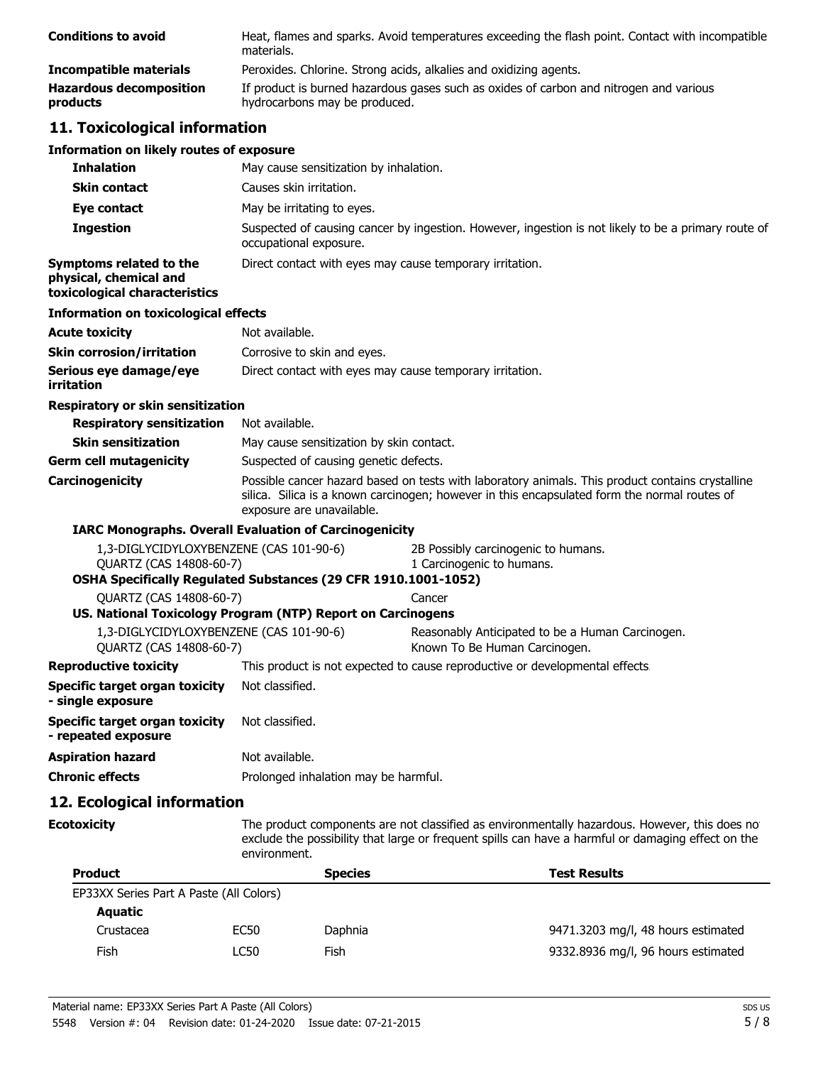| | |
|---|---|
| **Conditions to avoid** | Heat, flames and sparks. Avoid temperatures exceeding the flash point. Contact with incompatible materials. |
| **Incompatible materials** | Peroxides. Chlorine. Strong acids, alkalies and oxidizing agents. |
| **Hazardous decomposition products** | If product is burned hazardous gases such as oxides of carbon and nitrogen and various hydrocarbons may be produced. |

## 11. Toxicological information

**Information on likely routes of exposure**

| | |
|---|---|
| **Inhalation** | May cause sensitization by inhalation. |
| **Skin contact** | Causes skin irritation. |
| **Eye contact** | May be irritating to eyes. |
| **Ingestion** | Suspected of causing cancer by ingestion. However, ingestion is not likely to be a primary route of occupational exposure. |
| **Symptoms related to the physical, chemical and toxicological characteristics** | Direct contact with eyes may cause temporary irritation. |

**Information on toxicological effects**

| | |
|---|---|
| **Acute toxicity** | Not available. |
| **Skin corrosion/irritation** | Corrosive to skin and eyes. |
| **Serious eye damage/eye irritation** | Direct contact with eyes may cause temporary irritation. |

**Respiratory or skin sensitization**

| | |
|---|---|
| **Respiratory sensitization** | Not available. |
| **Skin sensitization** | May cause sensitization by skin contact. |
| **Germ cell mutagenicity** | Suspected of causing genetic defects. |
| **Carcinogenicity** | Possible cancer hazard based on tests with laboratory animals. This product contains crystalline silica. Silica is a known carcinogen; however in this encapsulated form the normal routes of exposure are unavailable. |

**IARC Monographs. Overall Evaluation of Carcinogenicity**

| | |
|---|---|
| 1,3-DIGLYCIDYLOXYBENZENE (CAS 101-90-6) | 2B Possibly carcinogenic to humans. |
| QUARTZ (CAS 14808-60-7) | 1 Carcinogenic to humans. |

**OSHA Specifically Regulated Substances (29 CFR 1910.1001-1052)**

| | |
|---|---|
| QUARTZ (CAS 14808-60-7) | Cancer |

**US. National Toxicology Program (NTP) Report on Carcinogens**

| | |
|---|---|
| 1,3-DIGLYCIDYLOXYBENZENE (CAS 101-90-6) | Reasonably Anticipated to be a Human Carcinogen. |
| QUARTZ (CAS 14808-60-7) | Known To Be Human Carcinogen. |

| | |
|---|---|
| **Reproductive toxicity** | This product is not expected to cause reproductive or developmental effects. |
| **Specific target organ toxicity - single exposure** | Not classified. |
| **Specific target organ toxicity - repeated exposure** | Not classified. |
| **Aspiration hazard** | Not available. |
| **Chronic effects** | Prolonged inhalation may be harmful. |

## 12. Ecological information

**Ecotoxicity** The product components are not classified as environmentally hazardous. However, this does not exclude the possibility that large or frequent spills can have a harmful or damaging effect on the environment.

| **Product** | | **Species** | **Test Results** |
|---|---|---|---|
| EP33XX Series Part A Paste (All Colors) | | | |
| **Aquatic** | | | |
| Crustacea | EC50 | Daphnia | 9471.3203 mg/l, 48 hours estimated |
| Fish | LC50 | Fish | 9332.8936 mg/l, 96 hours estimated |

Material name: EP33XX Series Part A Paste (All Colors)
5548 Version #: 04 Revision date: 01-24-2020 Issue date: 07-21-2015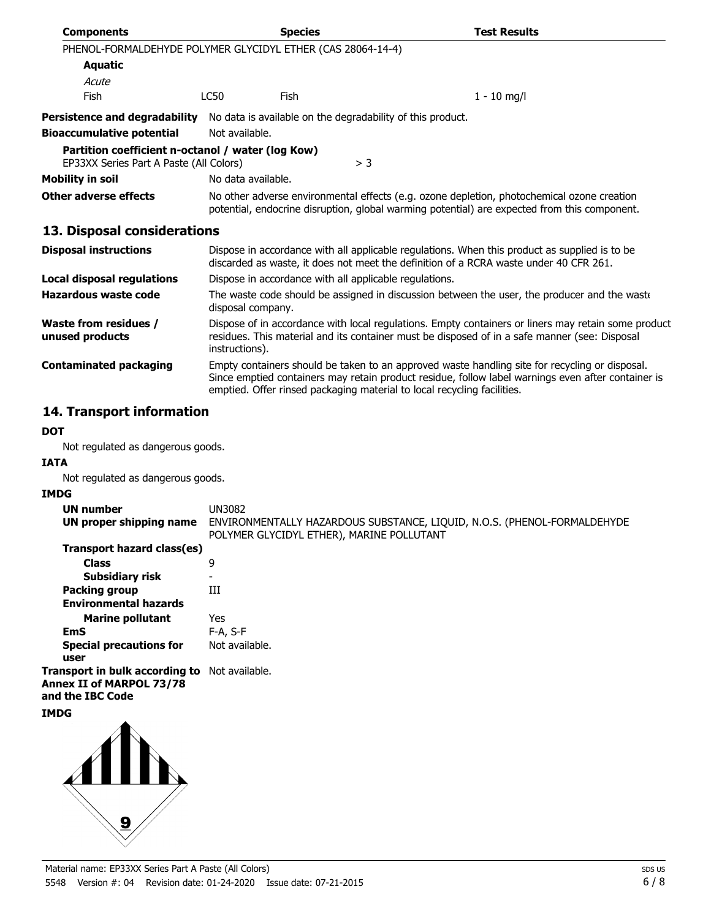| Components | | Species | Test Results |
|---|---|---|---|
| PHENOL-FORMALDEHYDE POLYMER GLYCIDYL ETHER (CAS 28064-14-4) | | | |
| **Aquatic** | | | |
| *Acute* | | | |
| Fish | LC50 | Fish | 1 - 10 mg/l |

**Persistence and degradability** No data is available on the degradability of this product.

**Bioaccumulative potential** Not available.

**Partition coefficient n-octanol / water (log Kow)**

EP33XX Series Part A Paste (All Colors) > 3

**Mobility in soil** No data available.

**Other adverse effects** No other adverse environmental effects (e.g. ozone depletion, photochemical ozone creation potential, endocrine disruption, global warming potential) are expected from this component.

## 13. Disposal considerations

**Disposal instructions** Dispose in accordance with all applicable regulations. When this product as supplied is to be discarded as waste, it does not meet the definition of a RCRA waste under 40 CFR 261.

**Local disposal regulations** Dispose in accordance with all applicable regulations.

**Hazardous waste code** The waste code should be assigned in discussion between the user, the producer and the waste disposal company.

**Waste from residues / unused products** Dispose of in accordance with local regulations. Empty containers or liners may retain some product residues. This material and its container must be disposed of in a safe manner (see: Disposal instructions).

**Contaminated packaging** Empty containers should be taken to an approved waste handling site for recycling or disposal. Since emptied containers may retain product residue, follow label warnings even after container is emptied. Offer rinsed packaging material to local recycling facilities.

## 14. Transport information

**DOT**

Not regulated as dangerous goods.

**IATA**

Not regulated as dangerous goods.

**IMDG**

**UN number** UN3082

**UN proper shipping name** ENVIRONMENTALLY HAZARDOUS SUBSTANCE, LIQUID, N.O.S. (PHENOL-FORMALDEHYDE POLYMER GLYCIDYL ETHER), MARINE POLLUTANT

**Transport hazard class(es)**

**Class** 9

**Subsidiary risk** -

**Packing group** III

**Environmental hazards**

**Marine pollutant** Yes

**EmS** F-A, S-F

**Special precautions for user** Not available.

**Transport in bulk according to Annex II of MARPOL 73/78 and the IBC Code** Not available.

**IMDG**

9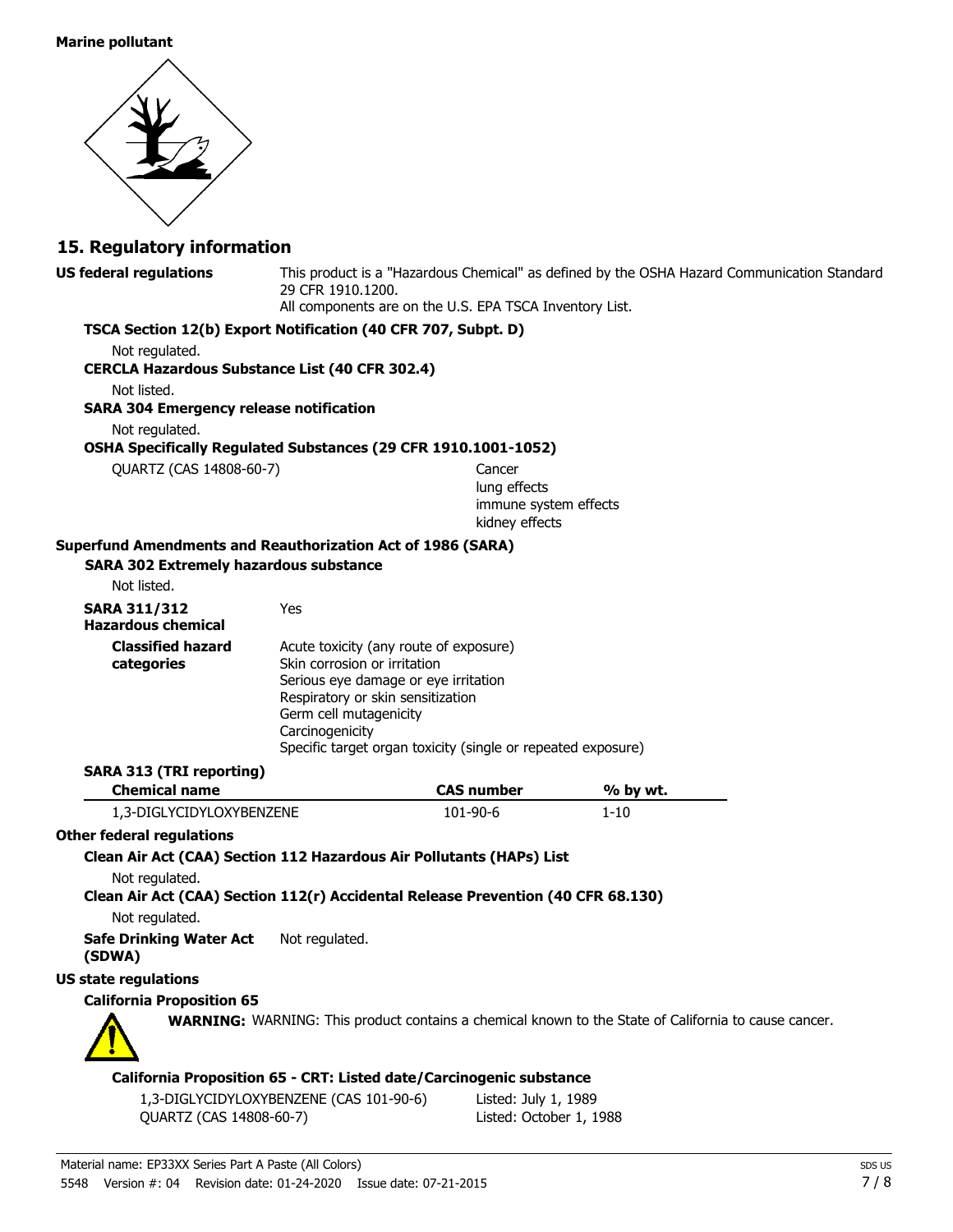**Marine pollutant**

## 15. Regulatory information

**US federal regulations**

This product is a "Hazardous Chemical" as defined by the OSHA Hazard Communication Standard 29 CFR 1910.1200.
All components are on the U.S. EPA TSCA Inventory List.

**TSCA Section 12(b) Export Notification (40 CFR 707, Subpt. D)**

Not regulated.

**CERCLA Hazardous Substance List (40 CFR 302.4)**

Not listed.

**SARA 304 Emergency release notification**

Not regulated.

**OSHA Specifically Regulated Substances (29 CFR 1910.1001-1052)**

| | |
|---|---|
| QUARTZ (CAS 14808-60-7) | Cancer<br>lung effects<br>immune system effects<br>kidney effects |

**Superfund Amendments and Reauthorization Act of 1986 (SARA)**

**SARA 302 Extremely hazardous substance**

Not listed.

**SARA 311/312 Hazardous chemical** Yes

**Classified hazard categories**

Acute toxicity (any route of exposure)
Skin corrosion or irritation
Serious eye damage or eye irritation
Respiratory or skin sensitization
Germ cell mutagenicity
Carcinogenicity
Specific target organ toxicity (single or repeated exposure)

**SARA 313 (TRI reporting)**

| Chemical name | CAS number | % by wt. |
|---|---|---|
| 1,3-DIGLYCIDYLOXYBENZENE | 101-90-6 | 1-10 |

**Other federal regulations**

**Clean Air Act (CAA) Section 112 Hazardous Air Pollutants (HAPs) List**

Not regulated.

**Clean Air Act (CAA) Section 112(r) Accidental Release Prevention (40 CFR 68.130)**

Not regulated.

**Safe Drinking Water Act (SDWA)** Not regulated.

**US state regulations**

**California Proposition 65**

**WARNING:** WARNING: This product contains a chemical known to the State of California to cause cancer.

**California Proposition 65 - CRT: Listed date/Carcinogenic substance**

| | |
|---|---|
| 1,3-DIGLYCIDYLOXYBENZENE (CAS 101-90-6) | Listed: July 1, 1989 |
| QUARTZ (CAS 14808-60-7) | Listed: October 1, 1988 |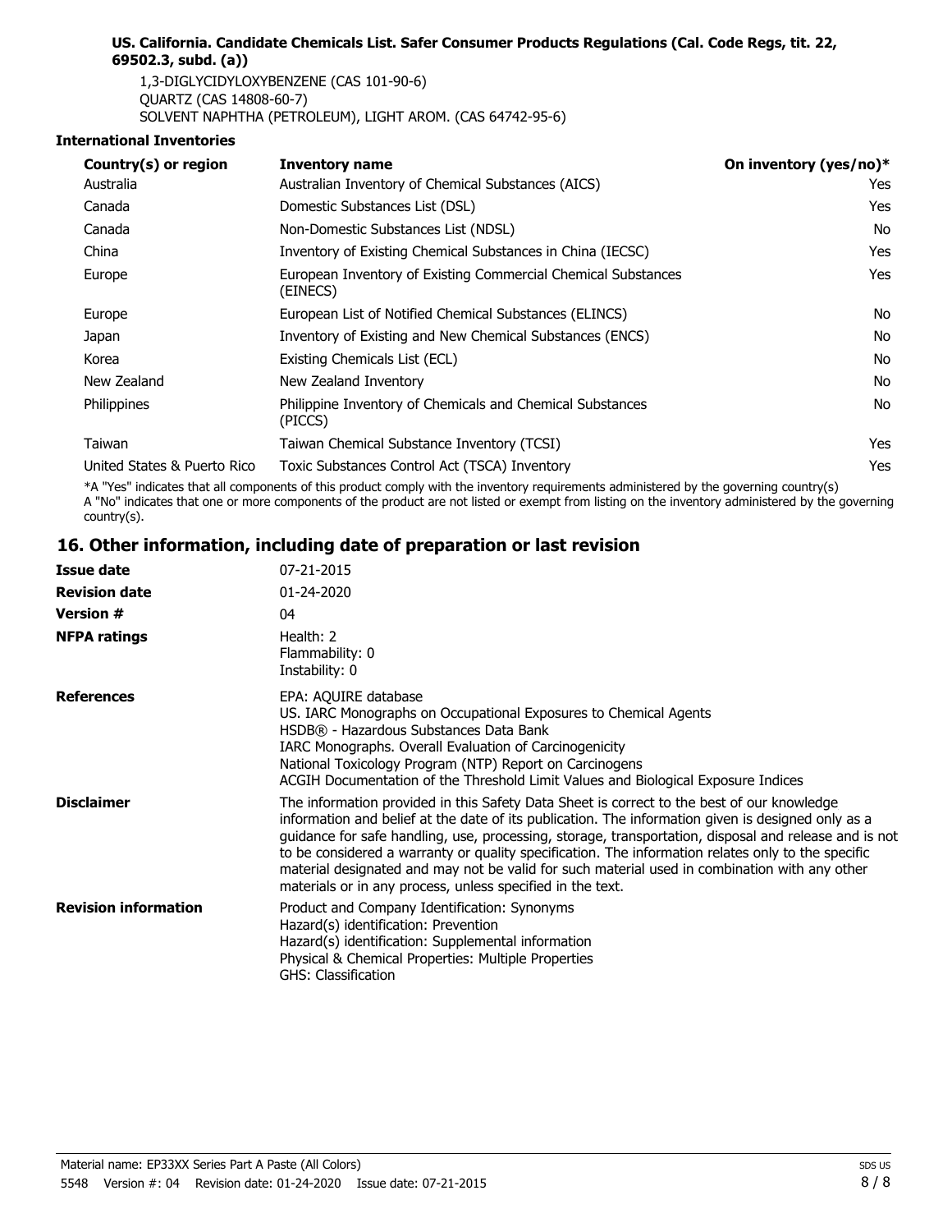**US. California. Candidate Chemicals List. Safer Consumer Products Regulations (Cal. Code Regs, tit. 22, 69502.3, subd. (a))**

1,3-DIGLYCIDYLOXYBENZENE (CAS 101-90-6)
QUARTZ (CAS 14808-60-7)
SOLVENT NAPHTHA (PETROLEUM), LIGHT AROM. (CAS 64742-95-6)

**International Inventories**

| Country(s) or region | Inventory name | On inventory (yes/no)* |
|---|---|---|
| Australia | Australian Inventory of Chemical Substances (AICS) | Yes |
| Canada | Domestic Substances List (DSL) | Yes |
| Canada | Non-Domestic Substances List (NDSL) | No |
| China | Inventory of Existing Chemical Substances in China (IECSC) | Yes |
| Europe | European Inventory of Existing Commercial Chemical Substances (EINECS) | Yes |
| Europe | European List of Notified Chemical Substances (ELINCS) | No |
| Japan | Inventory of Existing and New Chemical Substances (ENCS) | No |
| Korea | Existing Chemicals List (ECL) | No |
| New Zealand | New Zealand Inventory | No |
| Philippines | Philippine Inventory of Chemicals and Chemical Substances (PICCS) | No |
| Taiwan | Taiwan Chemical Substance Inventory (TCSI) | Yes |
| United States & Puerto Rico | Toxic Substances Control Act (TSCA) Inventory | Yes |

*A "Yes" indicates that all components of this product comply with the inventory requirements administered by the governing country(s)
A "No" indicates that one or more components of the product are not listed or exempt from listing on the inventory administered by the governing country(s).

## 16. Other information, including date of preparation or last revision

**Issue date** 07-21-2015

**Revision date** 01-24-2020

**Version #** 04

**NFPA ratings**
Health: 2
Flammability: 0
Instability: 0

**References**
EPA: AQUIRE database
US. IARC Monographs on Occupational Exposures to Chemical Agents
HSDB® - Hazardous Substances Data Bank
IARC Monographs. Overall Evaluation of Carcinogenicity
National Toxicology Program (NTP) Report on Carcinogens
ACGIH Documentation of the Threshold Limit Values and Biological Exposure Indices

**Disclaimer**
The information provided in this Safety Data Sheet is correct to the best of our knowledge information and belief at the date of its publication. The information given is designed only as a guidance for safe handling, use, processing, storage, transportation, disposal and release and is not to be considered a warranty or quality specification. The information relates only to the specific material designated and may not be valid for such material used in combination with any other materials or in any process, unless specified in the text.

**Revision information**
Product and Company Identification: Synonyms
Hazard(s) identification: Prevention
Hazard(s) identification: Supplemental information
Physical & Chemical Properties: Multiple Properties
GHS: Classification